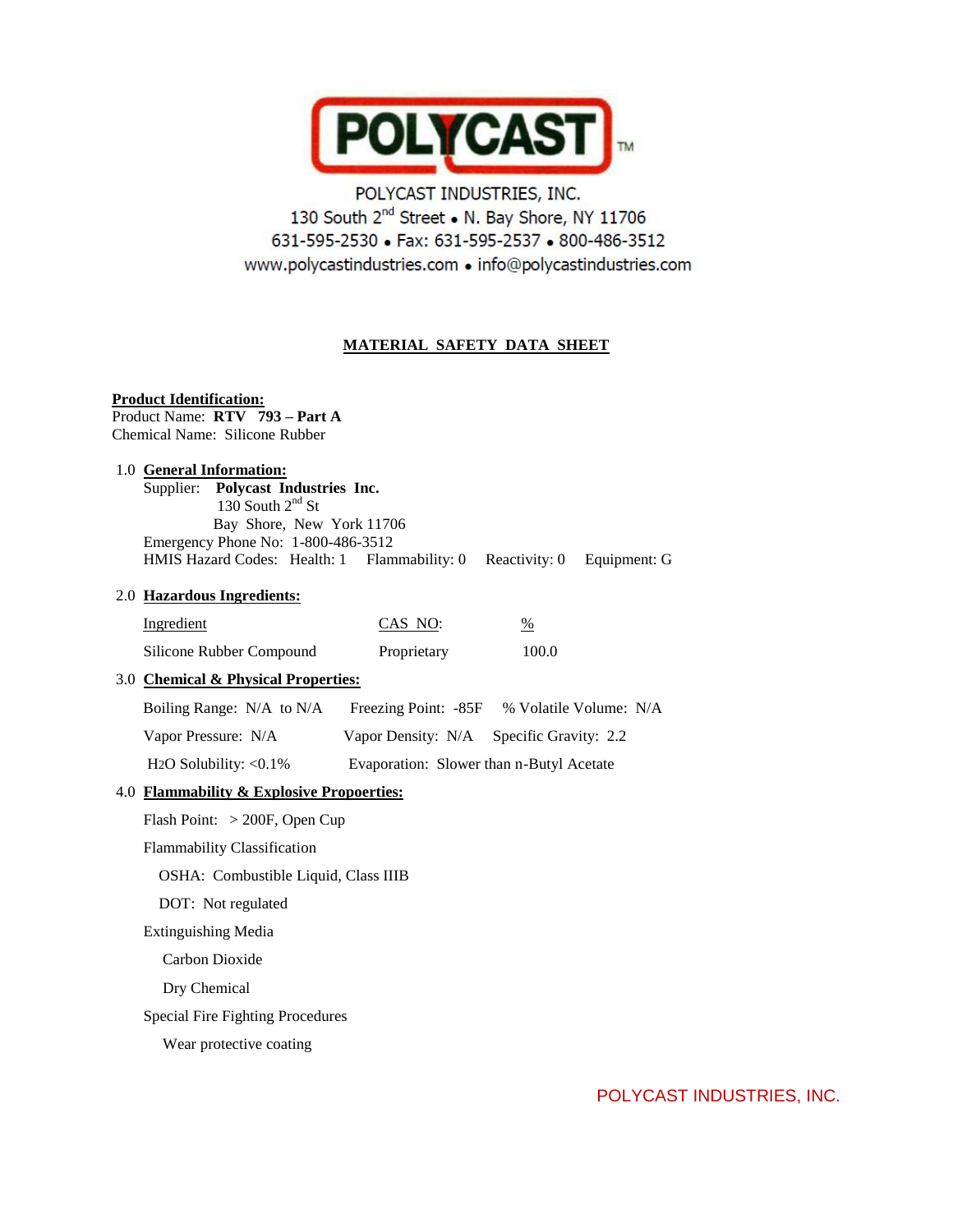# POLYCAST

POLYCAST INDUSTRIES, INC.
130 South 2[nd] Street • N. Bay Shore, NY 11706
631-595-2530 • Fax: 631-595-2537 • 800-486-3512
www.polycastindustries.com • info@polycastindustries.com

## MATERIAL SAFETY DATA SHEET

**Product Identification:**
Product Name: **RTV 793 – Part A**
Chemical Name: Silicone Rubber

### 1.0 General Information:

Supplier: **Polycast Industries Inc.**
130 South 2[nd] St
Bay Shore, New York 11706
Emergency Phone No: 1-800-486-3512
HMIS Hazard Codes: Health: 1 Flammability: 0 Reactivity: 0 Equipment: G

### 2.0 Hazardous Ingredients:

| Ingredient | CAS NO: | % |
|---|---|---|
| Silicone Rubber Compound | Proprietary | 100.0 |

### 3.0 Chemical & Physical Properties:

Boiling Range: N/A to N/A Freezing Point: -85F % Volatile Volume: N/A

Vapor Pressure: N/A Vapor Density: N/A Specific Gravity: 2.2

$H_2O$ Solubility: <0.1% Evaporation: Slower than n-Butyl Acetate

### 4.0 Flammability & Explosive Propoerties:

Flash Point: > 200F, Open Cup

Flammability Classification

OSHA: Combustible Liquid, Class IIIB

DOT: Not regulated

Extinguishing Media

Carbon Dioxide

Dry Chemical

Special Fire Fighting Procedures

Wear protective coating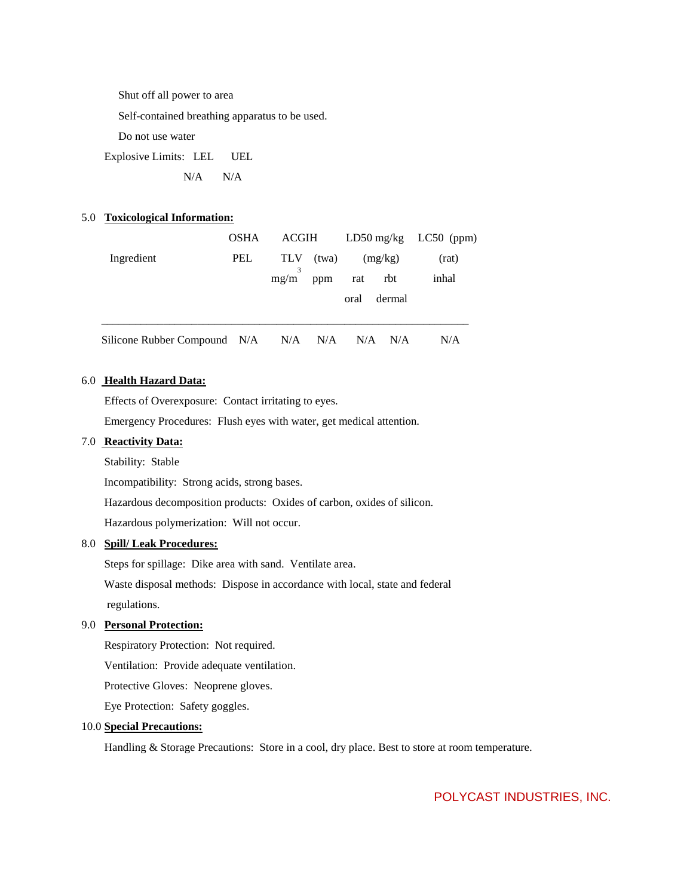Shut off all power to area

Self-contained breathing apparatus to be used.

Do not use water

Explosive Limits: LEL UEL

N/A N/A

## 5.0 Toxicological Information:

| Ingredient | OSHA PEL | ACGIH TLV (twa) mg/m$^3$ | ACGIH TLV (twa) ppm | LD50 mg/kg (mg/kg) rat oral | LD50 mg/kg (mg/kg) rbt dermal | LC50 (ppm) (rat) inhal |
|---|---|---|---|---|---|---|
| Silicone Rubber Compound | N/A | N/A | N/A | N/A | N/A | N/A |

## 6.0 Health Hazard Data:

Effects of Overexposure: Contact irritating to eyes.

Emergency Procedures: Flush eyes with water, get medical attention.

## 7.0 Reactivity Data:

Stability: Stable

Incompatibility: Strong acids, strong bases.

Hazardous decomposition products: Oxides of carbon, oxides of silicon.

Hazardous polymerization: Will not occur.

## 8.0 Spill/ Leak Procedures:

Steps for spillage: Dike area with sand. Ventilate area.

Waste disposal methods: Dispose in accordance with local, state and federal regulations.

## 9.0 Personal Protection:

Respiratory Protection: Not required.

Ventilation: Provide adequate ventilation.

Protective Gloves: Neoprene gloves.

Eye Protection: Safety goggles.

## 10.0 Special Precautions:

Handling & Storage Precautions: Store in a cool, dry place. Best to store at room temperature.

POLYCAST INDUSTRIES, INC.